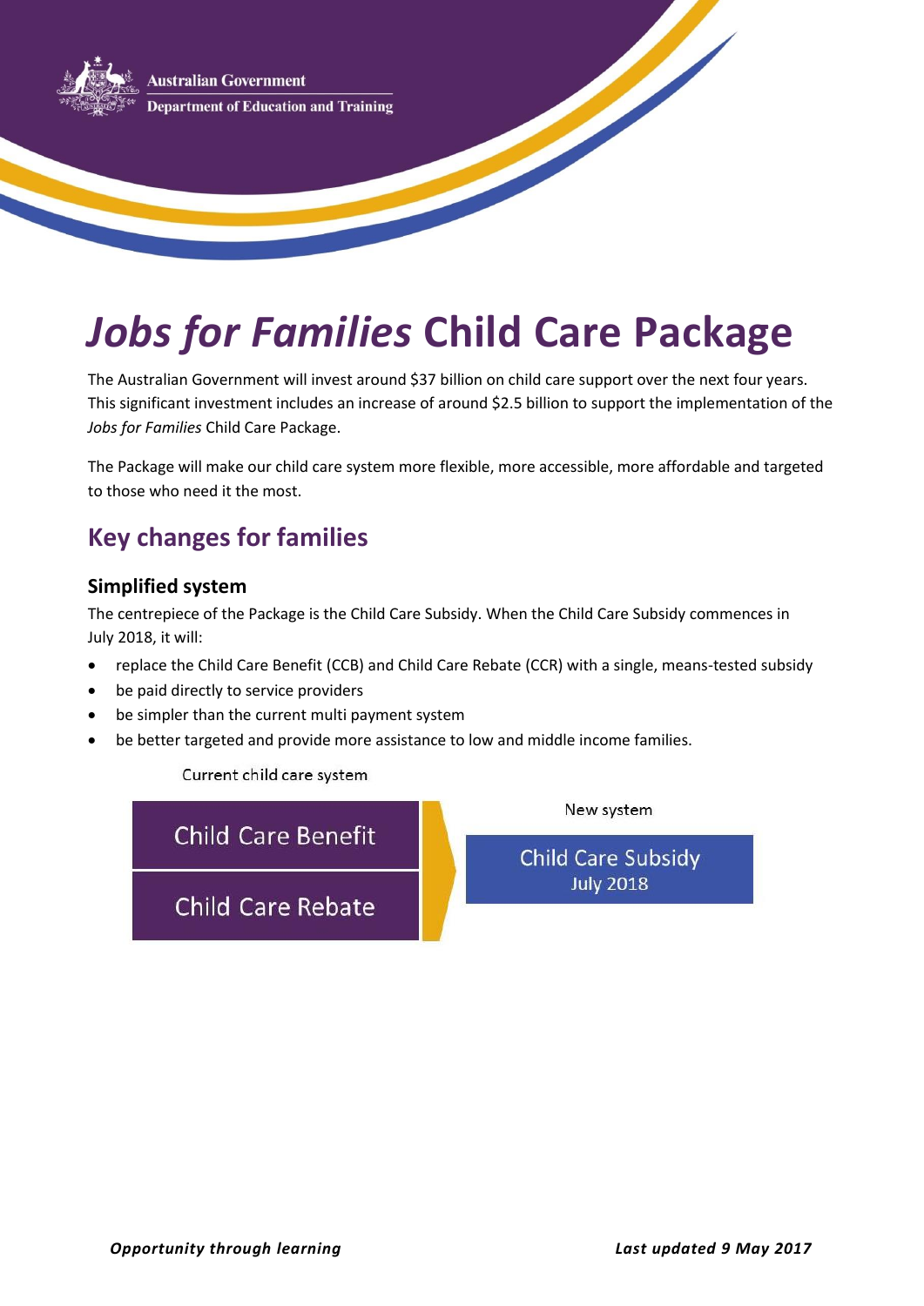# *Jobs for Families* Child Care Package

The Australian Government will invest around $37 billion on child care support over the next four years. This significant investment includes an increase of around $2.5 billion to support the implementation of the *Jobs for Families* Child Care Package.

The Package will make our child care system more flexible, more accessible, more affordable and targeted to those who need it the most.

## Key changes for families

### Simplified system

The centrepiece of the Package is the Child Care Subsidy. When the Child Care Subsidy commences in July 2018, it will:

- replace the Child Care Benefit (CCB) and Child Care Rebate (CCR) with a single, means-tested subsidy
- be paid directly to service providers
- be simpler than the current multi payment system
- be better targeted and provide more assistance to low and middle income families.

| Current child care system | New system |
| --- | --- |
| Child Care Benefit | Child Care Subsidy July 2018 |
| Child Care Rebate | |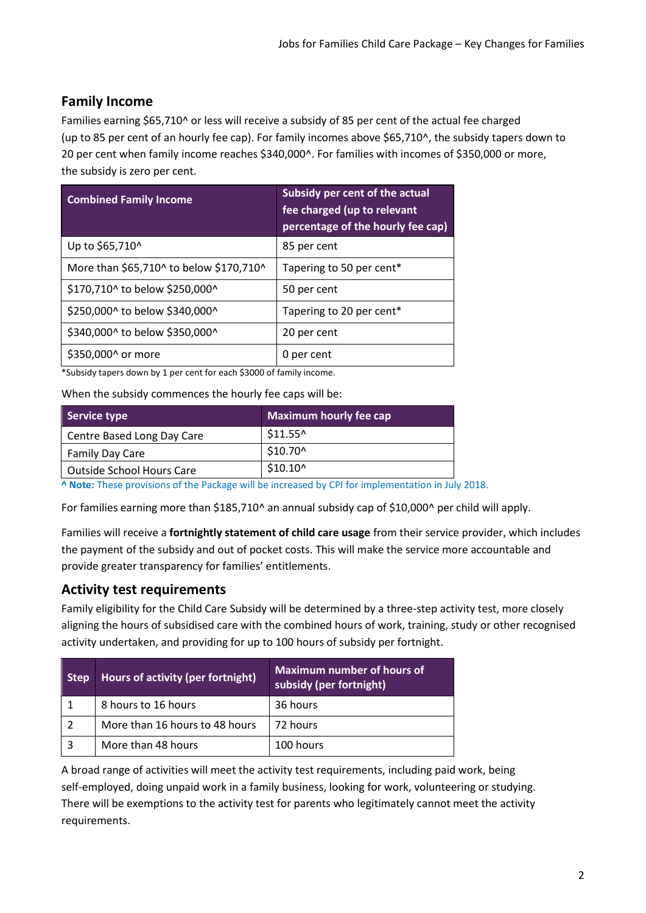## Family Income

Families earning $65,710^ or less will receive a subsidy of 85 per cent of the actual fee charged (up to 85 per cent of an hourly fee cap). For family incomes above $65,710^, the subsidy tapers down to 20 per cent when family income reaches $340,000^. For families with incomes of $350,000 or more, the subsidy is zero per cent.

| Combined Family Income | Subsidy per cent of the actual fee charged (up to relevant percentage of the hourly fee cap) |
|---|---|
| Up to $65,710^ | 85 per cent |
| More than $65,710^ to below $170,710^ | Tapering to 50 per cent* |
| $170,710^ to below $250,000^ | 50 per cent |
| $250,000^ to below $340,000^ | Tapering to 20 per cent* |
| $340,000^ to below $350,000^ | 20 per cent |
| $350,000^ or more | 0 per cent |

*Subsidy tapers down by 1 per cent for each $3000 of family income.

When the subsidy commences the hourly fee caps will be:

| Service type | Maximum hourly fee cap |
|---|---|
| Centre Based Long Day Care | $11.55^ |
| Family Day Care | $10.70^ |
| Outside School Hours Care | $10.10^ |

^ **Note:** These provisions of the Package will be increased by CPI for implementation in July 2018.

For families earning more than $185,710^ an annual subsidy cap of $10,000^ per child will apply.

Families will receive a **fortnightly statement of child care usage** from their service provider, which includes the payment of the subsidy and out of pocket costs. This will make the service more accountable and provide greater transparency for families' entitlements.

## Activity test requirements

Family eligibility for the Child Care Subsidy will be determined by a three-step activity test, more closely aligning the hours of subsidised care with the combined hours of work, training, study or other recognised activity undertaken, and providing for up to 100 hours of subsidy per fortnight.

| Step | Hours of activity (per fortnight) | Maximum number of hours of subsidy (per fortnight) |
|---|---|---|
| 1 | 8 hours to 16 hours | 36 hours |
| 2 | More than 16 hours to 48 hours | 72 hours |
| 3 | More than 48 hours | 100 hours |

A broad range of activities will meet the activity test requirements, including paid work, being self-employed, doing unpaid work in a family business, looking for work, volunteering or studying. There will be exemptions to the activity test for parents who legitimately cannot meet the activity requirements.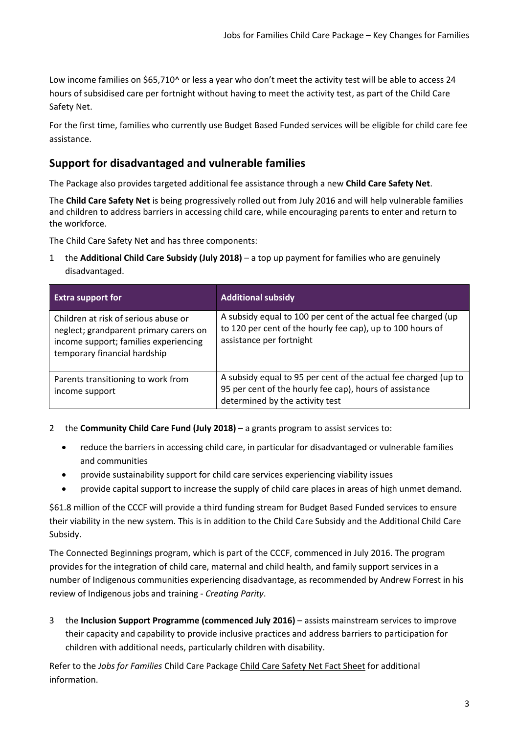Low income families on $65,710^ or less a year who don't meet the activity test will be able to access 24 hours of subsidised care per fortnight without having to meet the activity test, as part of the Child Care Safety Net.

For the first time, families who currently use Budget Based Funded services will be eligible for child care fee assistance.

## Support for disadvantaged and vulnerable families

The Package also provides targeted additional fee assistance through a new **Child Care Safety Net**.

The **Child Care Safety Net** is being progressively rolled out from July 2016 and will help vulnerable families and children to address barriers in accessing child care, while encouraging parents to enter and return to the workforce.

The Child Care Safety Net and has three components:

1. the **Additional Child Care Subsidy (July 2018)** – a top up payment for families who are genuinely disadvantaged.

| Extra support for | Additional subsidy |
|---|---|
| Children at risk of serious abuse or neglect; grandparent primary carers on income support; families experiencing temporary financial hardship | A subsidy equal to 100 per cent of the actual fee charged (up to 120 per cent of the hourly fee cap), up to 100 hours of assistance per fortnight |
| Parents transitioning to work from income support | A subsidy equal to 95 per cent of the actual fee charged (up to 95 per cent of the hourly fee cap), hours of assistance determined by the activity test |

2. the **Community Child Care Fund (July 2018)** – a grants program to assist services to:
   - reduce the barriers in accessing child care, in particular for disadvantaged or vulnerable families and communities
   - provide sustainability support for child care services experiencing viability issues
   - provide capital support to increase the supply of child care places in areas of high unmet demand.

$61.8 million of the CCCF will provide a third funding stream for Budget Based Funded services to ensure their viability in the new system. This is in addition to the Child Care Subsidy and the Additional Child Care Subsidy.

The Connected Beginnings program, which is part of the CCCF, commenced in July 2016. The program provides for the integration of child care, maternal and child health, and family support services in a number of Indigenous communities experiencing disadvantage, as recommended by Andrew Forrest in his review of Indigenous jobs and training - *Creating Parity*.

3. the **Inclusion Support Programme (commenced July 2016)** – assists mainstream services to improve their capacity and capability to provide inclusive practices and address barriers to participation for children with additional needs, particularly children with disability.

Refer to the *Jobs for Families* Child Care Package Child Care Safety Net Fact Sheet for additional information.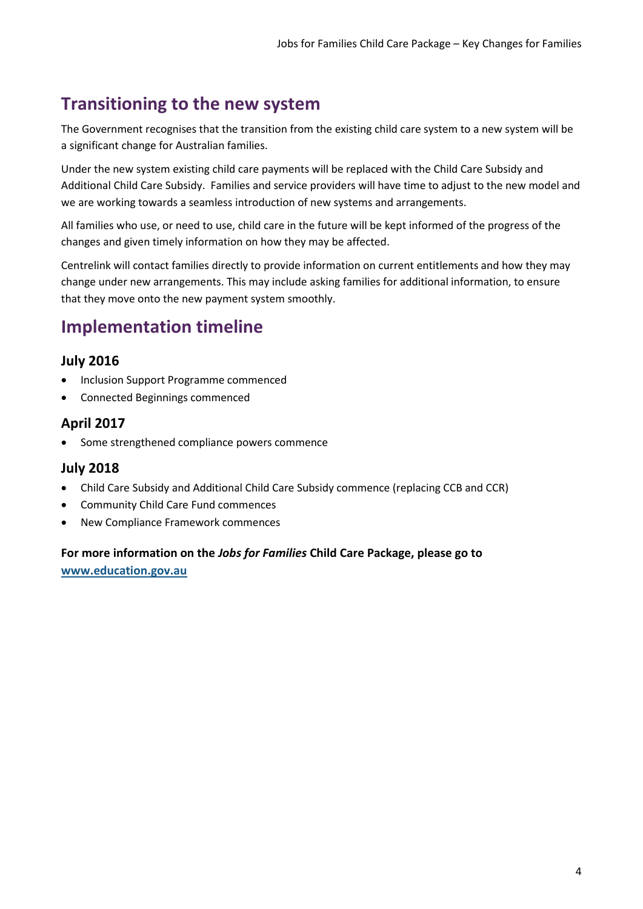## Transitioning to the new system

The Government recognises that the transition from the existing child care system to a new system will be a significant change for Australian families.

Under the new system existing child care payments will be replaced with the Child Care Subsidy and Additional Child Care Subsidy. Families and service providers will have time to adjust to the new model and we are working towards a seamless introduction of new systems and arrangements.

All families who use, or need to use, child care in the future will be kept informed of the progress of the changes and given timely information on how they may be affected.

Centrelink will contact families directly to provide information on current entitlements and how they may change under new arrangements. This may include asking families for additional information, to ensure that they move onto the new payment system smoothly.

## Implementation timeline

### July 2016

- Inclusion Support Programme commenced
- Connected Beginnings commenced

### April 2017

- Some strengthened compliance powers commence

### July 2018

- Child Care Subsidy and Additional Child Care Subsidy commence (replacing CCB and CCR)
- Community Child Care Fund commences
- New Compliance Framework commences

**For more information on the *Jobs for Families* Child Care Package, please go to [www.education.gov.au](http://www.education.gov.au)**